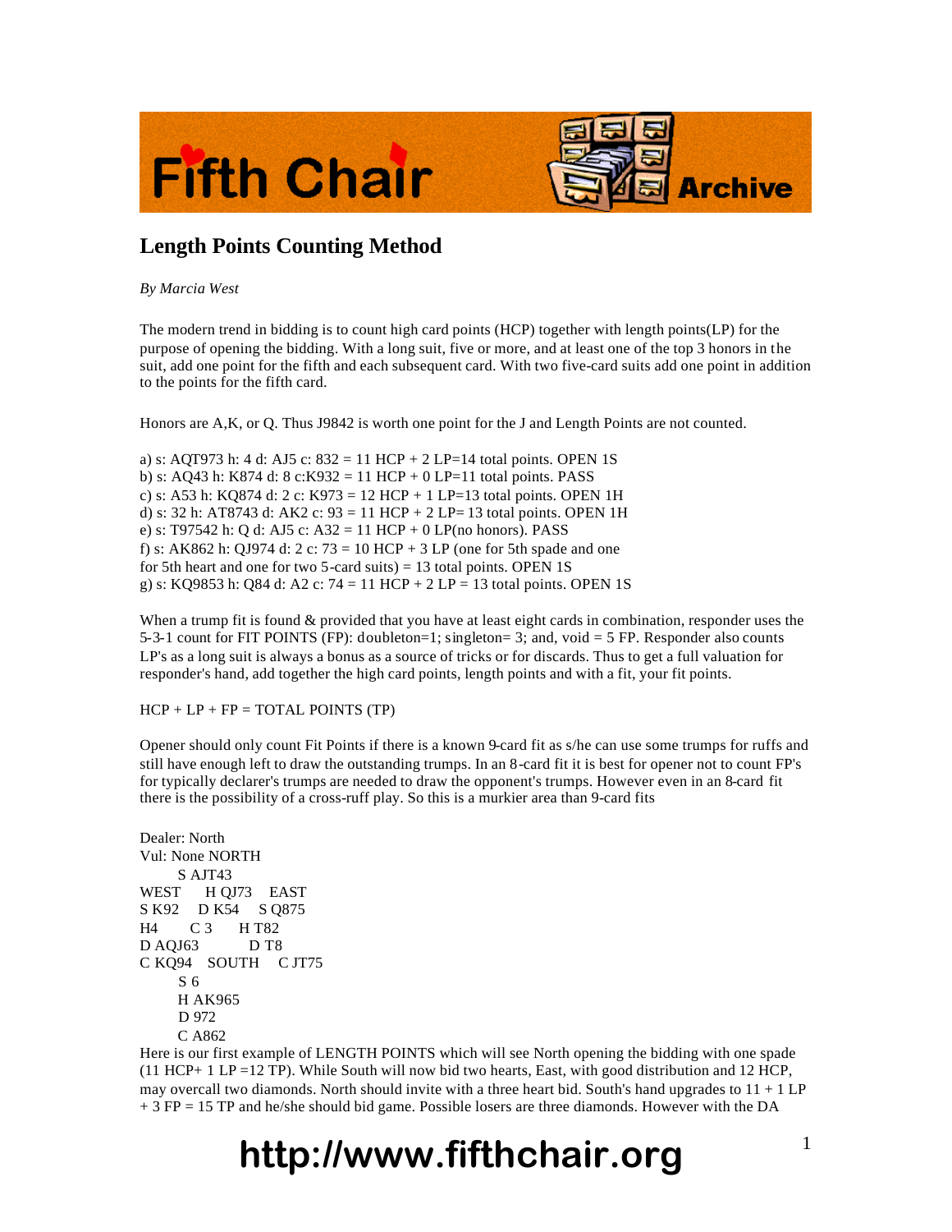# Length Points Counting Method

*By Marcia West*

The modern trend in bidding is to count high card points (HCP) together with length points(LP) for the purpose of opening the bidding. With a long suit, five or more, and at least one of the top 3 honors in the suit, add one point for the fifth and each subsequent card. With two five-card suits add one point in addition to the points for the fifth card.

Honors are A,K, or Q. Thus J9842 is worth one point for the J and Length Points are not counted.

a) s: AQT973 h: 4 d: AJ5 c: 832 = 11 HCP + 2 LP=14 total points. OPEN 1S
b) s: AQ43 h: K874 d: 8 c:K932 = 11 HCP + 0 LP=11 total points. PASS
c) s: A53 h: KQ874 d: 2 c: K973 = 12 HCP + 1 LP=13 total points. OPEN 1H
d) s: 32 h: AT8743 d: AK2 c: 93 = 11 HCP + 2 LP= 13 total points. OPEN 1H
e) s: T97542 h: Q d: AJ5 c: A32 = 11 HCP + 0 LP(no honors). PASS
f) s: AK862 h: QJ974 d: 2 c: 73 = 10 HCP + 3 LP (one for 5th spade and one for 5th heart and one for two 5-card suits) = 13 total points. OPEN 1S
g) s: KQ9853 h: Q84 d: A2 c: 74 = 11 HCP + 2 LP = 13 total points. OPEN 1S

When a trump fit is found & provided that you have at least eight cards in combination, responder uses the 5-3-1 count for FIT POINTS (FP): doubleton=1; singleton= 3; and, void = 5 FP. Responder also counts LP's as a long suit is always a bonus as a source of tricks or for discards. Thus to get a full valuation for responder's hand, add together the high card points, length points and with a fit, your fit points.

HCP + LP + FP = TOTAL POINTS (TP)

Opener should only count Fit Points if there is a known 9-card fit as s/he can use some trumps for ruffs and still have enough left to draw the outstanding trumps. In an 8-card fit it is best for opener not to count FP's for typically declarer's trumps are needed to draw the opponent's trumps. However even in an 8-card fit there is the possibility of a cross-ruff play. So this is a murkier area than 9-card fits

```
Dealer: North
Vul: None NORTH
       S AJT43
WEST      H QJ73    EAST
S K92     D K54     S Q875
H4        C 3       H T82
D AQJ63             D T8
C KQ94    SOUTH     C JT75
       S 6
       H AK965
       D 972
       C A862
```

Here is our first example of LENGTH POINTS which will see North opening the bidding with one spade (11 HCP+ 1 LP =12 TP). While South will now bid two hearts, East, with good distribution and 12 HCP, may overcall two diamonds. North should invite with a three heart bid. South's hand upgrades to 11 + 1 LP + 3 FP = 15 TP and he/she should bid game. Possible losers are three diamonds. However with the DA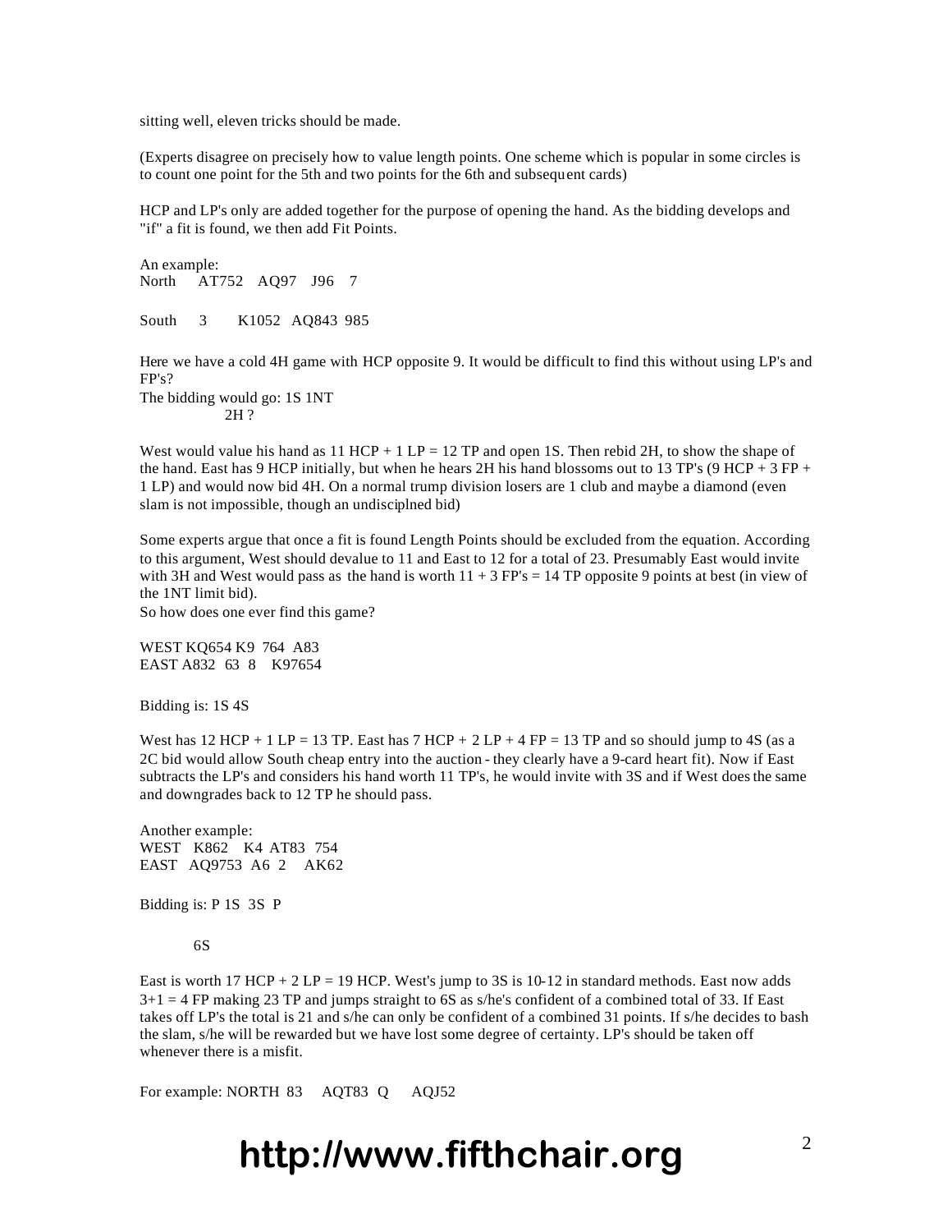sitting well, eleven tricks should be made.

(Experts disagree on precisely how to value length points. One scheme which is popular in some circles is to count one point for the 5th and two points for the 6th and subsequent cards)

HCP and LP's only are added together for the purpose of opening the hand. As the bidding develops and "if" a fit is found, we then add Fit Points.

An example:
North AT752 AQ97 J96 7

South 3 K1052 AQ843 985

Here we have a cold 4H game with HCP opposite 9. It would be difficult to find this without using LP's and FP's?
The bidding would go: 1S 1NT
2H ?

West would value his hand as 11 HCP + 1 LP = 12 TP and open 1S. Then rebid 2H, to show the shape of the hand. East has 9 HCP initially, but when he hears 2H his hand blossoms out to 13 TP's (9 HCP + 3 FP + 1 LP) and would now bid 4H. On a normal trump division losers are 1 club and maybe a diamond (even slam is not impossible, though an undisciplned bid)

Some experts argue that once a fit is found Length Points should be excluded from the equation. According to this argument, West should devalue to 11 and East to 12 for a total of 23. Presumably East would invite with 3H and West would pass as the hand is worth 11 + 3 FP's = 14 TP opposite 9 points at best (in view of the 1NT limit bid).
So how does one ever find this game?

WEST KQ654 K9 764 A83
EAST A832 63 8 K97654

Bidding is: 1S 4S

West has 12 HCP + 1 LP = 13 TP. East has 7 HCP + 2 LP + 4 FP = 13 TP and so should jump to 4S (as a 2C bid would allow South cheap entry into the auction - they clearly have a 9-card heart fit). Now if East subtracts the LP's and considers his hand worth 11 TP's, he would invite with 3S and if West does the same and downgrades back to 12 TP he should pass.

Another example:
WEST K862 K4 AT83 754
EAST AQ9753 A6 2 AK62

Bidding is: P 1S 3S P

6S

East is worth 17 HCP + 2 LP = 19 HCP. West's jump to 3S is 10-12 in standard methods. East now adds 3+1 = 4 FP making 23 TP and jumps straight to 6S as s/he's confident of a combined total of 33. If East takes off LP's the total is 21 and s/he can only be confident of a combined 31 points. If s/he decides to bash the slam, s/he will be rewarded but we have lost some degree of certainty. LP's should be taken off whenever there is a misfit.

For example: NORTH 83 AQT83 Q AQJ52

**http://www.fifthchair.org**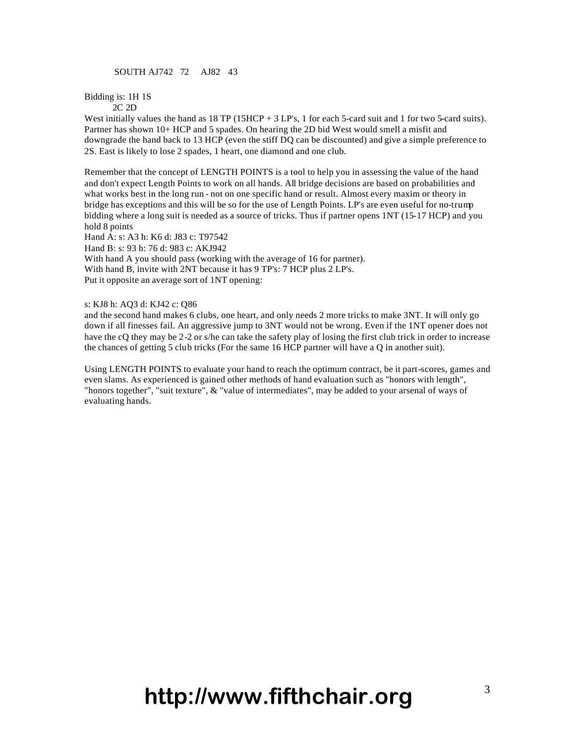SOUTH AJ742   72   AJ82   43

Bidding is: 1H 1S
2C 2D

West initially values the hand as 18 TP (15HCP + 3 LP's, 1 for each 5-card suit and 1 for two 5-card suits). Partner has shown 10+ HCP and 5 spades. On hearing the 2D bid West would smell a misfit and downgrade the hand back to 13 HCP (even the stiff DQ can be discounted) and give a simple preference to 2S. East is likely to lose 2 spades, 1 heart, one diamond and one club.

Remember that the concept of LENGTH POINTS is a tool to help you in assessing the value of the hand and don't expect Length Points to work on all hands. All bridge decisions are based on probabilities and what works best in the long run - not on one specific hand or result. Almost every maxim or theory in bridge has exceptions and this will be so for the use of Length Points. LP's are even useful for no-trump bidding where a long suit is needed as a source of tricks. Thus if partner opens 1NT (15-17 HCP) and you hold 8 points

Hand A: s: A3 h: K6 d: J83 c: T97542

Hand B: s: 93 h: 76 d: 983 c: AKJ942

With hand A you should pass (working with the average of 16 for partner).

With hand B, invite with 2NT because it has 9 TP's: 7 HCP plus 2 LP's.

Put it opposite an average sort of 1NT opening:

s: KJ8 h: AQ3 d: KJ42 c: Q86

and the second hand makes 6 clubs, one heart, and only needs 2 more tricks to make 3NT. It will only go down if all finesses fail. An aggressive jump to 3NT would not be wrong. Even if the 1NT opener does not have the cQ they may be 2-2 or s/he can take the safety play of losing the first club trick in order to increase the chances of getting 5 club tricks (For the same 16 HCP partner will have a Q in another suit).

Using LENGTH POINTS to evaluate your hand to reach the optimum contract, be it part-scores, games and even slams. As experienced is gained other methods of hand evaluation such as "honors with length", "honors together", "suit texture", & "value of intermediates", may be added to your arsenal of ways of evaluating hands.

**http://www.fifthchair.org**